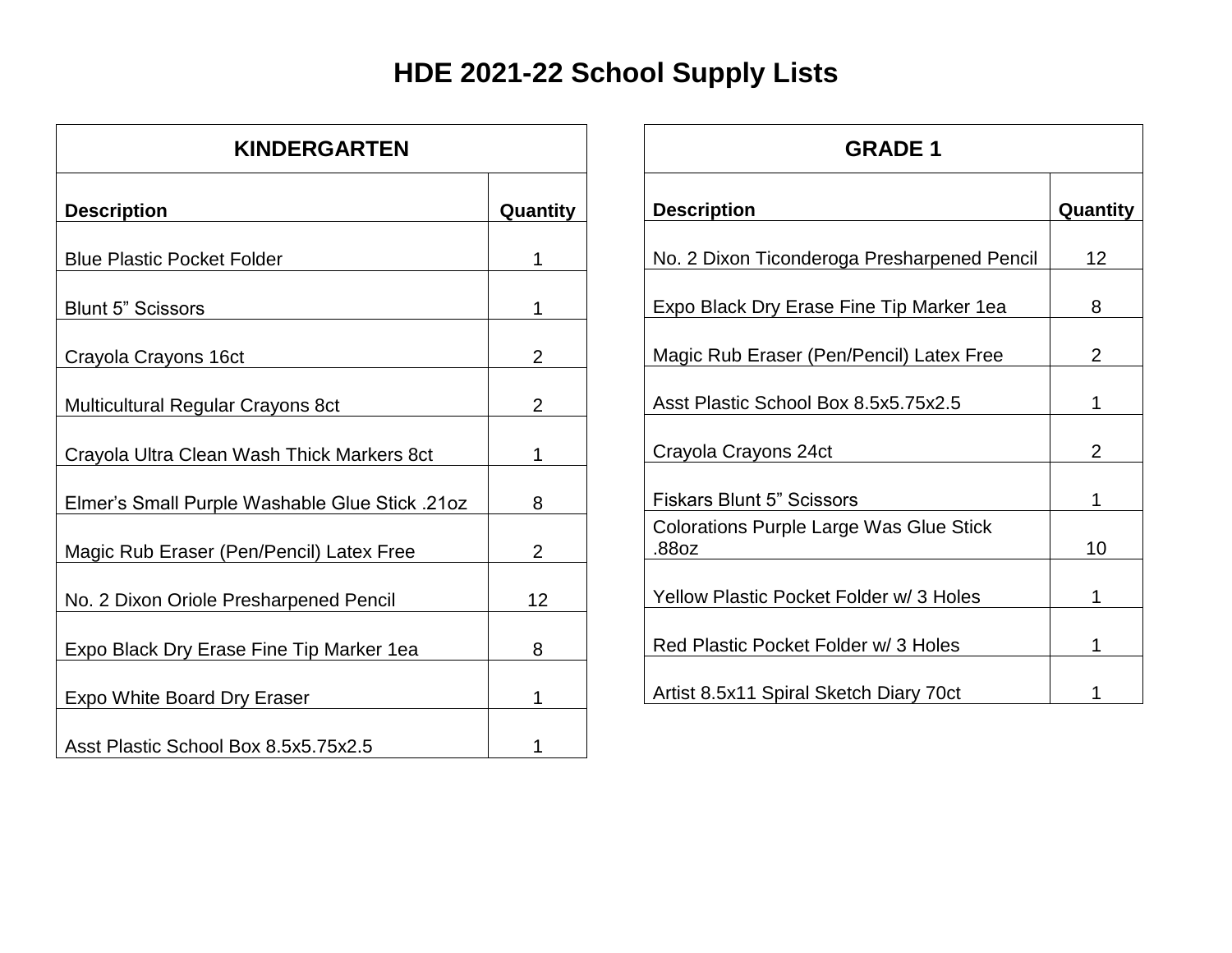# HDE 2021-22 School Supply Lists

| KINDERGARTEN | |
|---|---|
| **Description** | **Quantity** |
| Blue Plastic Pocket Folder | 1 |
| Blunt 5” Scissors | 1 |
| Crayola Crayons 16ct | 2 |
| Multicultural Regular Crayons 8ct | 2 |
| Crayola Ultra Clean Wash Thick Markers 8ct | 1 |
| Elmer’s Small Purple Washable Glue Stick .21oz | 8 |
| Magic Rub Eraser (Pen/Pencil) Latex Free | 2 |
| No. 2 Dixon Oriole Presharpened Pencil | 12 |
| Expo Black Dry Erase Fine Tip Marker 1ea | 8 |
| Expo White Board Dry Eraser | 1 |
| Asst Plastic School Box 8.5x5.75x2.5 | 1 |

| GRADE 1 | |
|---|---|
| **Description** | **Quantity** |
| No. 2 Dixon Ticonderoga Presharpened Pencil | 12 |
| Expo Black Dry Erase Fine Tip Marker 1ea | 8 |
| Magic Rub Eraser (Pen/Pencil) Latex Free | 2 |
| Asst Plastic School Box 8.5x5.75x2.5 | 1 |
| Crayola Crayons 24ct | 2 |
| Fiskars Blunt 5” Scissors | 1 |
| Colorations Purple Large Was Glue Stick .88oz | 10 |
| Yellow Plastic Pocket Folder w/ 3 Holes | 1 |
| Red Plastic Pocket Folder w/ 3 Holes | 1 |
| Artist 8.5x11 Spiral Sketch Diary 70ct | 1 |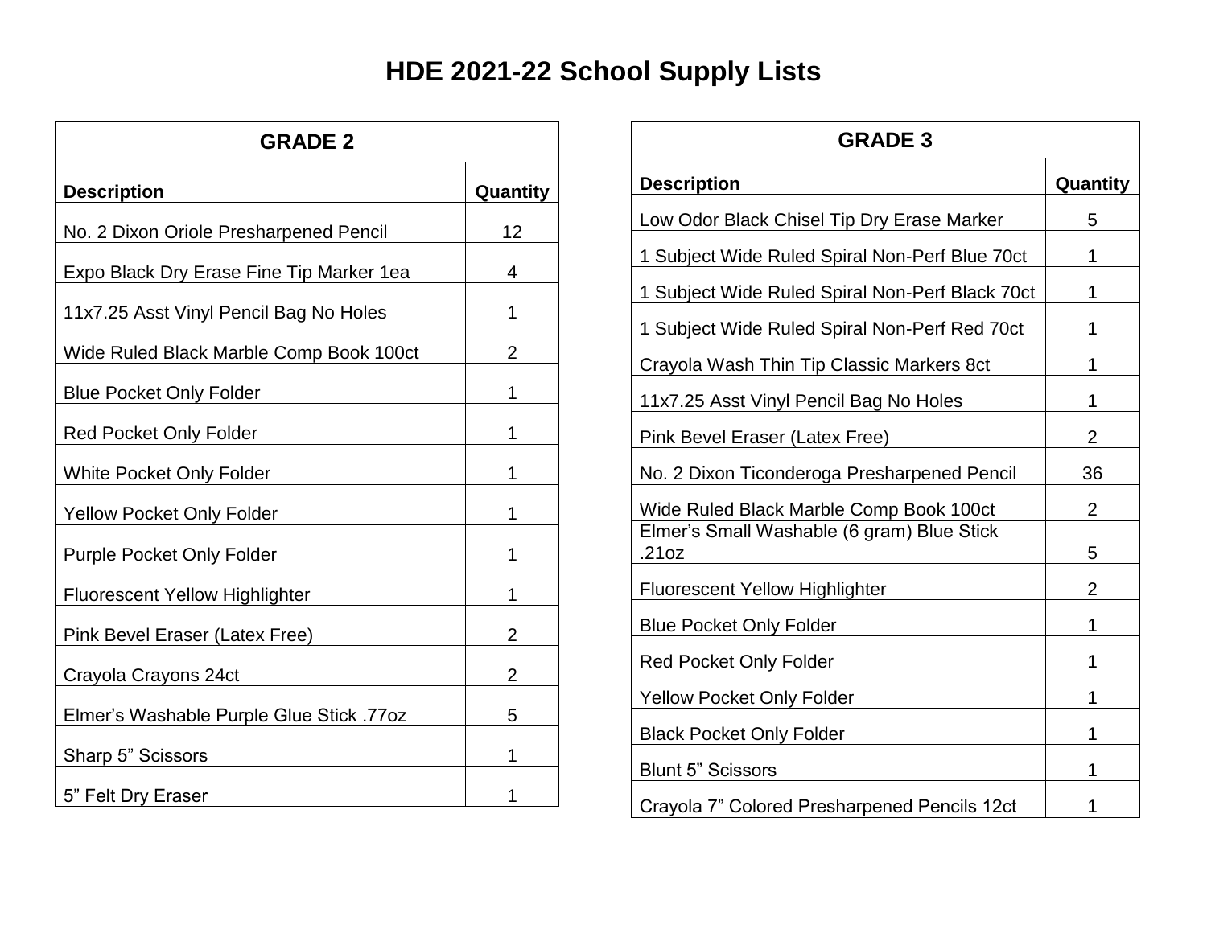# HDE 2021-22 School Supply Lists

## GRADE 2

| Description | Quantity |
|---|---|
| No. 2 Dixon Oriole Presharpened Pencil | 12 |
| Expo Black Dry Erase Fine Tip Marker 1ea | 4 |
| 11x7.25 Asst Vinyl Pencil Bag No Holes | 1 |
| Wide Ruled Black Marble Comp Book 100ct | 2 |
| Blue Pocket Only Folder | 1 |
| Red Pocket Only Folder | 1 |
| White Pocket Only Folder | 1 |
| Yellow Pocket Only Folder | 1 |
| Purple Pocket Only Folder | 1 |
| Fluorescent Yellow Highlighter | 1 |
| Pink Bevel Eraser (Latex Free) | 2 |
| Crayola Crayons 24ct | 2 |
| Elmer's Washable Purple Glue Stick .77oz | 5 |
| Sharp 5" Scissors | 1 |
| 5" Felt Dry Eraser | 1 |

## GRADE 3

| Description | Quantity |
|---|---|
| Low Odor Black Chisel Tip Dry Erase Marker | 5 |
| 1 Subject Wide Ruled Spiral Non-Perf Blue 70ct | 1 |
| 1 Subject Wide Ruled Spiral Non-Perf Black 70ct | 1 |
| 1 Subject Wide Ruled Spiral Non-Perf Red 70ct | 1 |
| Crayola Wash Thin Tip Classic Markers 8ct | 1 |
| 11x7.25 Asst Vinyl Pencil Bag No Holes | 1 |
| Pink Bevel Eraser (Latex Free) | 2 |
| No. 2 Dixon Ticonderoga Presharpened Pencil | 36 |
| Wide Ruled Black Marble Comp Book 100ct | 2 |
| Elmer's Small Washable (6 gram) Blue Stick .21oz | 5 |
| Fluorescent Yellow Highlighter | 2 |
| Blue Pocket Only Folder | 1 |
| Red Pocket Only Folder | 1 |
| Yellow Pocket Only Folder | 1 |
| Black Pocket Only Folder | 1 |
| Blunt 5" Scissors | 1 |
| Crayola 7" Colored Presharpened Pencils 12ct | 1 |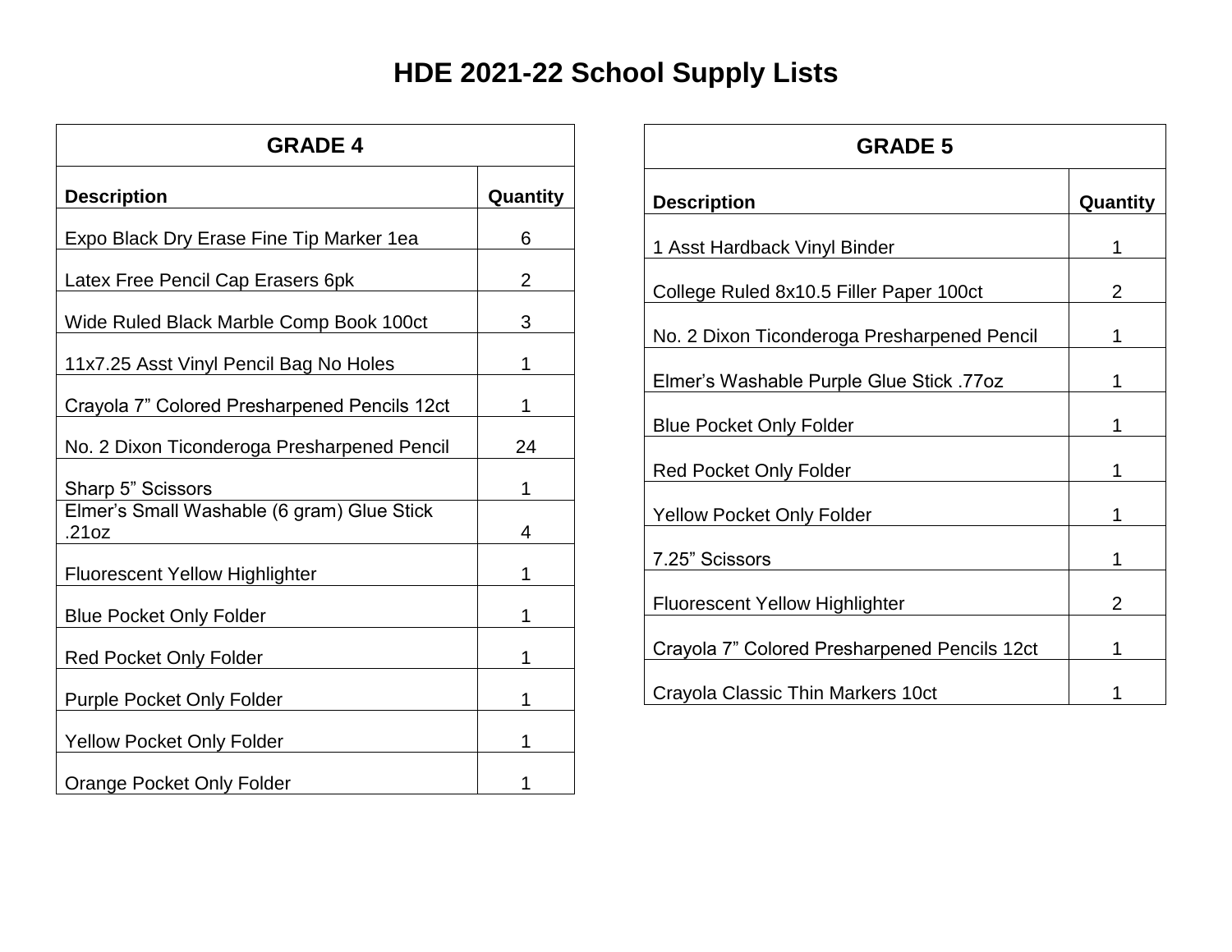# HDE 2021-22 School Supply Lists

| GRADE 4 | |
|---|---|
| **Description** | **Quantity** |
| Expo Black Dry Erase Fine Tip Marker 1ea | 6 |
| Latex Free Pencil Cap Erasers 6pk | 2 |
| Wide Ruled Black Marble Comp Book 100ct | 3 |
| 11x7.25 Asst Vinyl Pencil Bag No Holes | 1 |
| Crayola 7” Colored Presharpened Pencils 12ct | 1 |
| No. 2 Dixon Ticonderoga Presharpened Pencil | 24 |
| Sharp 5” Scissors | 1 |
| Elmer’s Small Washable (6 gram) Glue Stick .21oz | 4 |
| Fluorescent Yellow Highlighter | 1 |
| Blue Pocket Only Folder | 1 |
| Red Pocket Only Folder | 1 |
| Purple Pocket Only Folder | 1 |
| Yellow Pocket Only Folder | 1 |
| Orange Pocket Only Folder | 1 |

| GRADE 5 | |
|---|---|
| **Description** | **Quantity** |
| 1 Asst Hardback Vinyl Binder | 1 |
| College Ruled 8x10.5 Filler Paper 100ct | 2 |
| No. 2 Dixon Ticonderoga Presharpened Pencil | 1 |
| Elmer’s Washable Purple Glue Stick .77oz | 1 |
| Blue Pocket Only Folder | 1 |
| Red Pocket Only Folder | 1 |
| Yellow Pocket Only Folder | 1 |
| 7.25” Scissors | 1 |
| Fluorescent Yellow Highlighter | 2 |
| Crayola 7” Colored Presharpened Pencils 12ct | 1 |
| Crayola Classic Thin Markers 10ct | 1 |